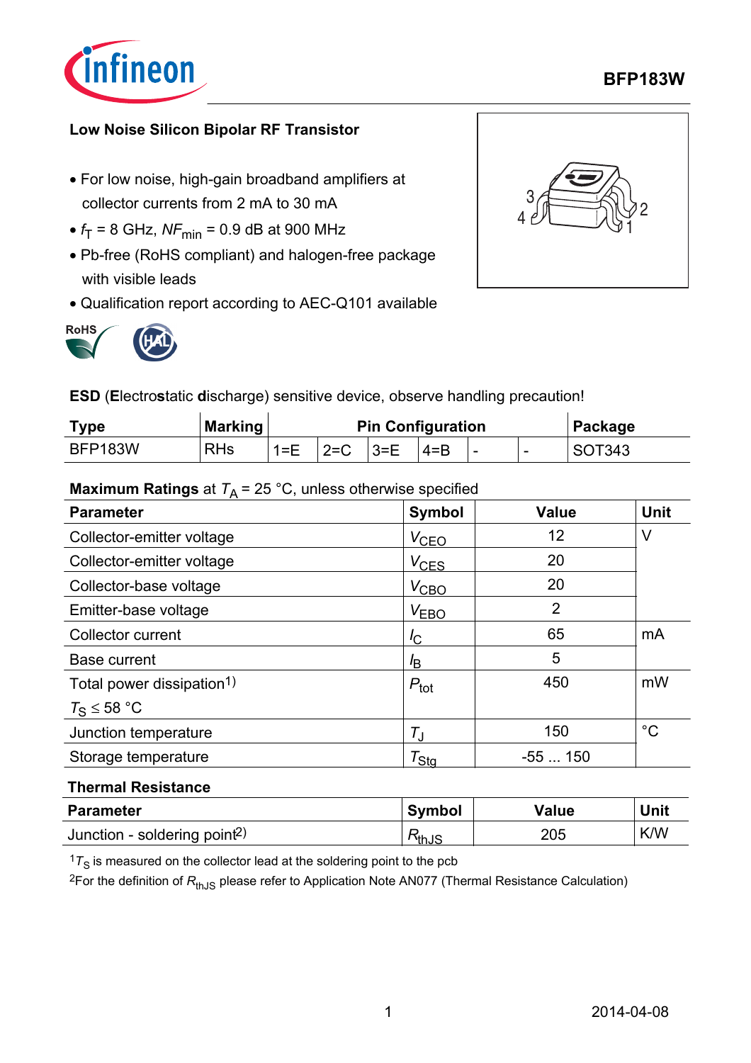# BFP183W

**Low Noise Silicon Bipolar RF Transistor**

- For low noise, high-gain broadband amplifiers at collector currents from 2 mA to 30 mA
- $f_T$ = 8 GHz, $NF_{min}$ = 0.9 dB at 900 MHz
- Pb-free (RoHS compliant) and halogen-free package with visible leads
- Qualification report according to AEC-Q101 available

**ESD** (**E**lectro**s**tatic **d**ischarge) sensitive device, observe handling precaution!

| Type | Marking | Pin Configuration | | | | | | Package |
|---|---|---|---|---|---|---|---|---|
| BFP183W | RHs | 1=E | 2=C | 3=E | 4=B | - | - | SOT343 |

**Maximum Ratings** at $T_A$ = 25 °C, unless otherwise specified

| Parameter | Symbol | Value | Unit |
|---|---|---|---|
| Collector-emitter voltage | $V_{CEO}$ | 12 | V |
| Collector-emitter voltage | $V_{CES}$ | 20 | |
| Collector-base voltage | $V_{CBO}$ | 20 | |
| Emitter-base voltage | $V_{EBO}$ | 2 | |
| Collector current | $I_C$ | 65 | mA |
| Base current | $I_B$ | 5 | |
| Total power dissipation[1) ] $T_S \leq 58$ °C | $P_{tot}$ | 450 | mW |
| Junction temperature | $T_J$ | 150 | °C |
| Storage temperature | $T_{Stg}$ | -55 ... 150 | |

**Thermal Resistance**

| Parameter | Symbol | Value | Unit |
|---|---|---|---|
| Junction - soldering point[2)] | $R_{thJS}$ | 205 | K/W |

[1] $T_S$ is measured on the collector lead at the soldering point to the pcb

[2] For the definition of $R_{thJS}$ please refer to Application Note AN077 (Thermal Resistance Calculation)

2014-04-08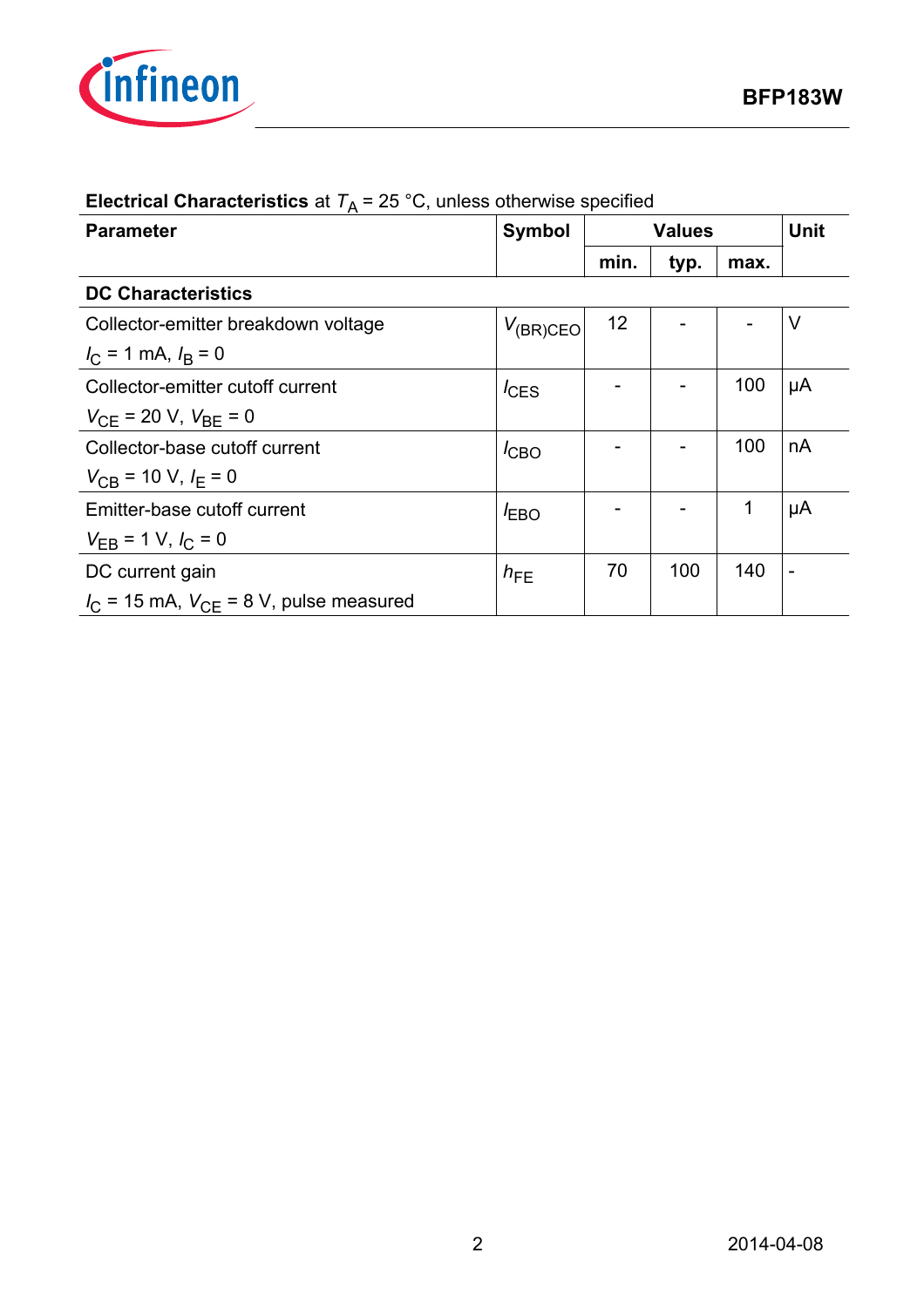**Electrical Characteristics** at $T_A$ = 25 °C, unless otherwise specified

| Parameter | Symbol | Values | | | Unit |
|---|---|---|---|---|---|
| | | min. | typ. | max. | |
| **DC Characteristics** | | | | | |
| Collector-emitter breakdown voltage<br>$I_C$ = 1 mA, $I_B$ = 0 | $V_{(BR)CEO}$ | 12 | - | - | V |
| Collector-emitter cutoff current<br>$V_{CE}$ = 20 V, $V_{BE}$ = 0 | $I_{CES}$ | - | - | 100 | µA |
| Collector-base cutoff current<br>$V_{CB}$ = 10 V, $I_E$ = 0 | $I_{CBO}$ | - | - | 100 | nA |
| Emitter-base cutoff current<br>$V_{EB}$ = 1 V, $I_C$ = 0 | $I_{EBO}$ | - | - | 1 | µA |
| DC current gain<br>$I_C$ = 15 mA, $V_{CE}$ = 8 V, pulse measured | $h_{FE}$ | 70 | 100 | 140 | - |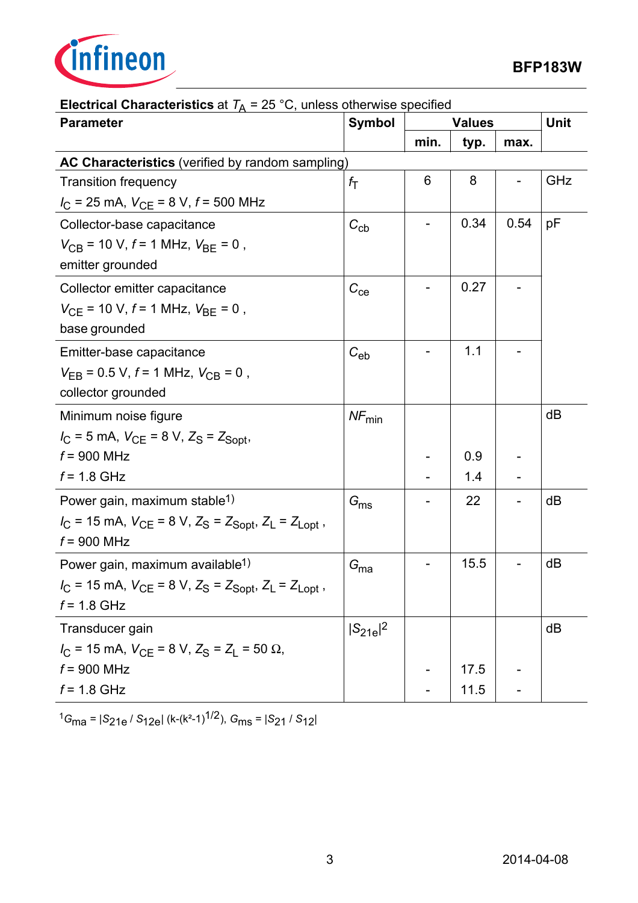**Electrical Characteristics** at $T_A$ = 25 °C, unless otherwise specified

| Parameter | Symbol | Values | | | Unit |
|---|---|---|---|---|---|
| | | min. | typ. | max. | |
| **AC Characteristics** (verified by random sampling) | | | | | |
| Transition frequency<br>$I_C$ = 25 mA, $V_{CE}$ = 8 V, $f$ = 500 MHz | $f_T$ | 6 | 8 | - | GHz |
| Collector-base capacitance<br>$V_{CB}$ = 10 V, $f$ = 1 MHz, $V_{BE}$ = 0 ,<br>emitter grounded | $C_{cb}$ | - | 0.34 | 0.54 | pF |
| Collector emitter capacitance<br>$V_{CE}$ = 10 V, $f$ = 1 MHz, $V_{BE}$ = 0 ,<br>base grounded | $C_{ce}$ | - | 0.27 | - | |
| Emitter-base capacitance<br>$V_{EB}$ = 0.5 V, $f$ = 1 MHz, $V_{CB}$ = 0 ,<br>collector grounded | $C_{eb}$ | - | 1.1 | - | |
| Minimum noise figure<br>$I_C$ = 5 mA, $V_{CE}$ = 8 V, $Z_S$ = $Z_{Sopt}$,<br>$f$ = 900 MHz<br>$f$ = 1.8 GHz | $NF_{min}$ | <br><br>-<br>- | <br><br>0.9<br>1.4 | <br><br>-<br>- | dB |
| Power gain, maximum stable[1]<br>$I_C$ = 15 mA, $V_{CE}$ = 8 V, $Z_S$ = $Z_{Sopt}$, $Z_L$ = $Z_{Lopt}$ ,<br>$f$ = 900 MHz | $G_{ms}$ | - | 22 | - | dB |
| Power gain, maximum available[1]<br>$I_C$ = 15 mA, $V_{CE}$ = 8 V, $Z_S$ = $Z_{Sopt}$, $Z_L$ = $Z_{Lopt}$ ,<br>$f$ = 1.8 GHz | $G_{ma}$ | - | 15.5 | - | dB |
| Transducer gain<br>$I_C$ = 15 mA, $V_{CE}$ = 8 V, $Z_S$ = $Z_L$ = 50 Ω,<br>$f$ = 900 MHz<br>$f$ = 1.8 GHz | $\lvert S_{21e}\rvert^2$ | <br><br>-<br>- | <br><br>17.5<br>11.5 | <br><br>-<br>- | dB |

[1] $G_{ma} = \lvert S_{21e} / S_{12e}\rvert (k-(k^2-1)^{1/2})$, $G_{ms} = \lvert S_{21} / S_{12}\rvert$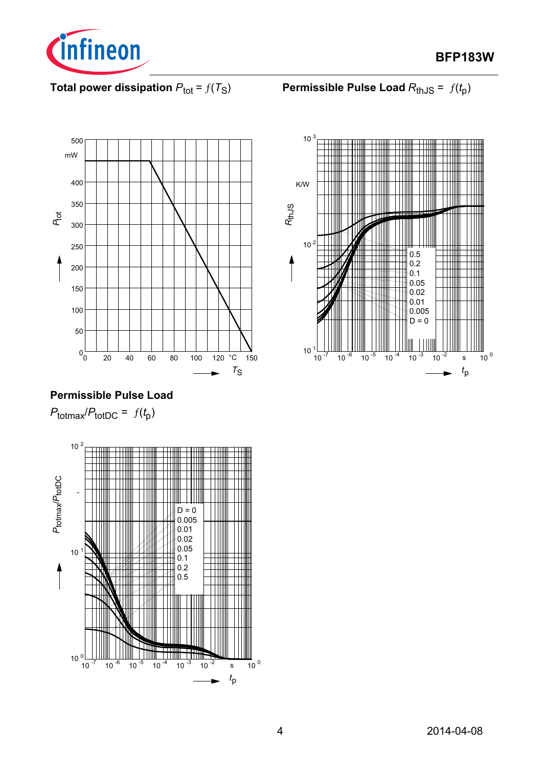## Total power dissipation $P_{tot} = f(T_S)$

## Permissible Pulse Load $R_{thJS} = f(t_p)$

## Permissible Pulse Load

$P_{totmax}/P_{totDC} = f(t_p)$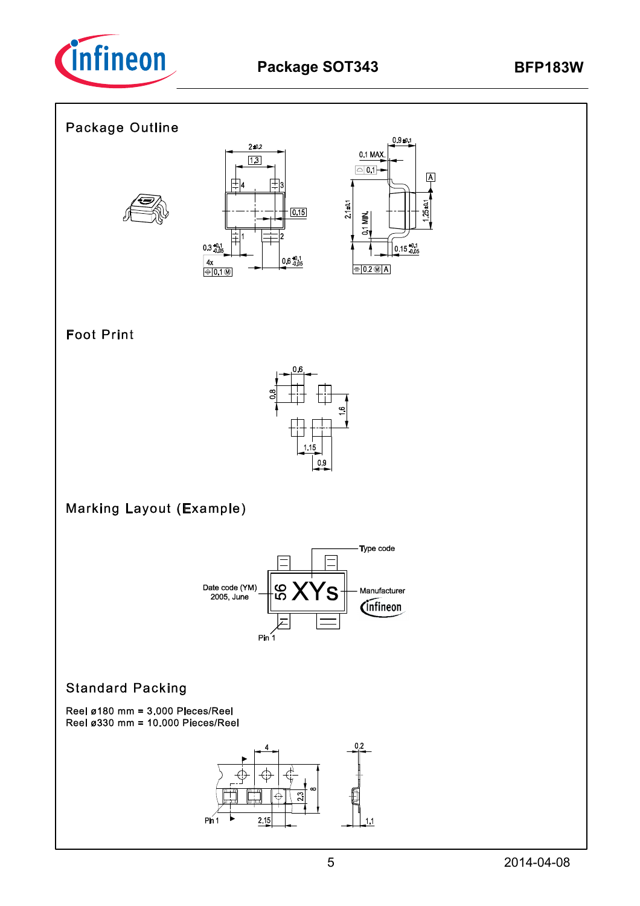## Package Outline

## Foot Print

## Marking Layout (Example)

## Standard Packing

Reel ø180 mm = 3.000 Pieces/Reel
Reel ø330 mm = 10.000 Pieces/Reel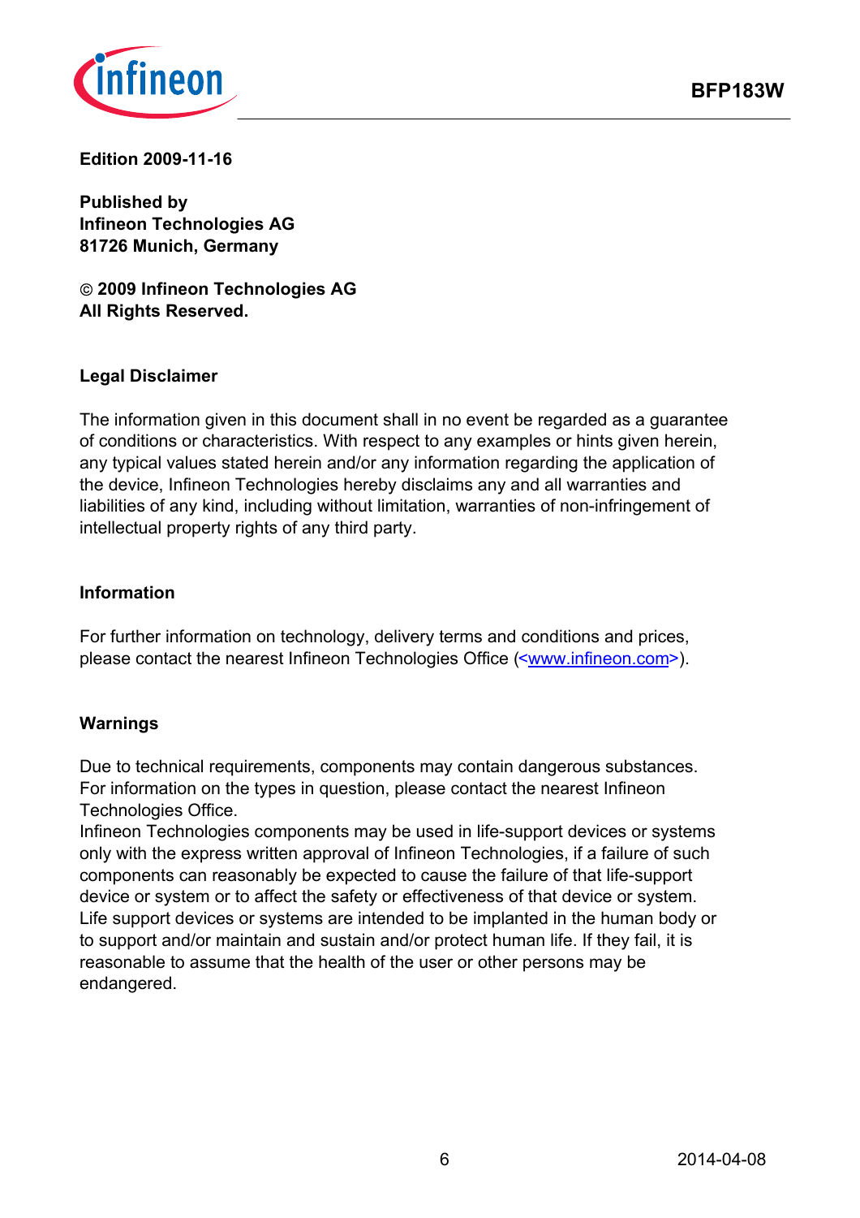**Edition 2009-11-16**

**Published by**
**Infineon Technologies AG**
**81726 Munich, Germany**

**© 2009 Infineon Technologies AG**
**All Rights Reserved.**

## Legal Disclaimer

The information given in this document shall in no event be regarded as a guarantee of conditions or characteristics. With respect to any examples or hints given herein, any typical values stated herein and/or any information regarding the application of the device, Infineon Technologies hereby disclaims any and all warranties and liabilities of any kind, including without limitation, warranties of non-infringement of intellectual property rights of any third party.

## Information

For further information on technology, delivery terms and conditions and prices, please contact the nearest Infineon Technologies Office (<www.infineon.com>).

## Warnings

Due to technical requirements, components may contain dangerous substances. For information on the types in question, please contact the nearest Infineon Technologies Office.
Infineon Technologies components may be used in life-support devices or systems only with the express written approval of Infineon Technologies, if a failure of such components can reasonably be expected to cause the failure of that life-support device or system or to affect the safety or effectiveness of that device or system. Life support devices or systems are intended to be implanted in the human body or to support and/or maintain and sustain and/or protect human life. If they fail, it is reasonable to assume that the health of the user or other persons may be endangered.